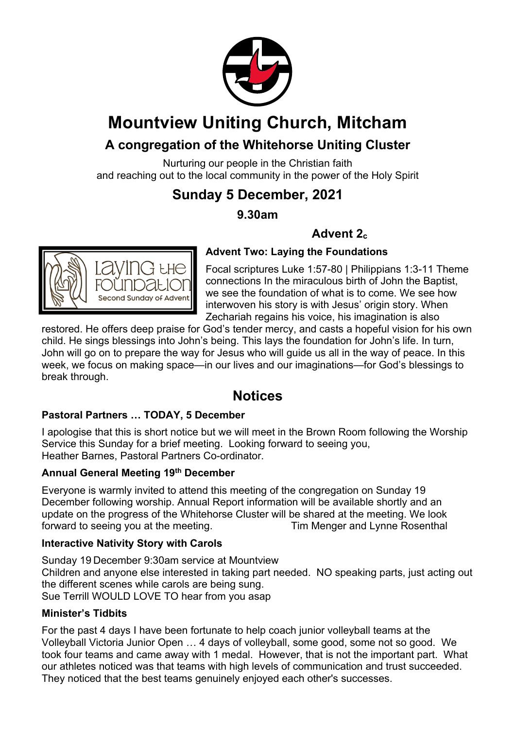# Mountview Uniting Church, Mitcham

## A congregation of the Whitehorse Uniting Cluster

Nurturing our people in the Christian faith
and reaching out to the local community in the power of the Holy Spirit

## Sunday 5 December, 2021

**9.30am**

**Advent $2_c$**

### Advent Two: Laying the Foundations

Focal scriptures Luke 1:57-80 | Philippians 1:3-11 Theme connections In the miraculous birth of John the Baptist, we see the foundation of what is to come. We see how interwoven his story is with Jesus' origin story. When Zechariah regains his voice, his imagination is also restored. He offers deep praise for God's tender mercy, and casts a hopeful vision for his own child. He sings blessings into John's being. This lays the foundation for John's life. In turn, John will go on to prepare the way for Jesus who will guide us all in the way of peace. In this week, we focus on making space—in our lives and our imaginations—for God's blessings to break through.

## Notices

### Pastoral Partners … TODAY, 5 December

I apologise that this is short notice but we will meet in the Brown Room following the Worship Service this Sunday for a brief meeting. Looking forward to seeing you,
Heather Barnes, Pastoral Partners Co-ordinator.

### Annual General Meeting 19th December

Everyone is warmly invited to attend this meeting of the congregation on Sunday 19 December following worship. Annual Report information will be available shortly and an update on the progress of the Whitehorse Cluster will be shared at the meeting. We look forward to seeing you at the meeting. Tim Menger and Lynne Rosenthal

### Interactive Nativity Story with Carols

Sunday 19 December 9:30am service at Mountview
Children and anyone else interested in taking part needed. NO speaking parts, just acting out the different scenes while carols are being sung.
Sue Terrill WOULD LOVE TO hear from you asap

### Minister's Tidbits

For the past 4 days I have been fortunate to help coach junior volleyball teams at the Volleyball Victoria Junior Open … 4 days of volleyball, some good, some not so good. We took four teams and came away with 1 medal. However, that is not the important part. What our athletes noticed was that teams with high levels of communication and trust succeeded. They noticed that the best teams genuinely enjoyed each other's successes.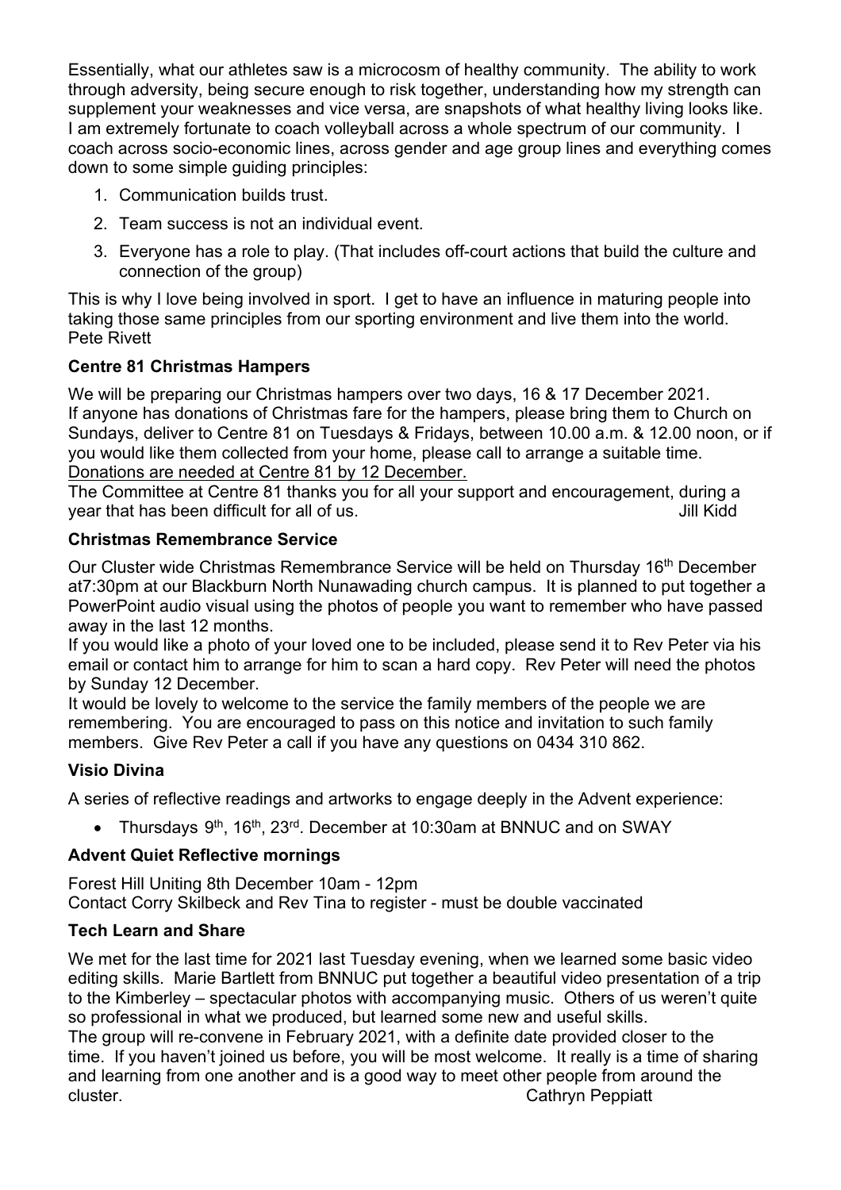Essentially, what our athletes saw is a microcosm of healthy community. The ability to work through adversity, being secure enough to risk together, understanding how my strength can supplement your weaknesses and vice versa, are snapshots of what healthy living looks like. I am extremely fortunate to coach volleyball across a whole spectrum of our community. I coach across socio-economic lines, across gender and age group lines and everything comes down to some simple guiding principles:

1. Communication builds trust.
2. Team success is not an individual event.
3. Everyone has a role to play. (That includes off-court actions that build the culture and connection of the group)

This is why I love being involved in sport. I get to have an influence in maturing people into taking those same principles from our sporting environment and live them into the world.
Pete Rivett

### Centre 81 Christmas Hampers

We will be preparing our Christmas hampers over two days, 16 & 17 December 2021. If anyone has donations of Christmas fare for the hampers, please bring them to Church on Sundays, deliver to Centre 81 on Tuesdays & Fridays, between 10.00 a.m. & 12.00 noon, or if you would like them collected from your home, please call to arrange a suitable time.
<u>Donations are needed at Centre 81 by 12 December.</u>
The Committee at Centre 81 thanks you for all your support and encouragement, during a year that has been difficult for all of us. Jill Kidd

### Christmas Remembrance Service

Our Cluster wide Christmas Remembrance Service will be held on Thursday 16th December at7:30pm at our Blackburn North Nunawading church campus. It is planned to put together a PowerPoint audio visual using the photos of people you want to remember who have passed away in the last 12 months.
If you would like a photo of your loved one to be included, please send it to Rev Peter via his email or contact him to arrange for him to scan a hard copy. Rev Peter will need the photos by Sunday 12 December.
It would be lovely to welcome to the service the family members of the people we are remembering. You are encouraged to pass on this notice and invitation to such family members. Give Rev Peter a call if you have any questions on 0434 310 862.

### Visio Divina

A series of reflective readings and artworks to engage deeply in the Advent experience:

- Thursdays 9th, 16th, 23rd. December at 10:30am at BNNUC and on SWAY

### Advent Quiet Reflective mornings

Forest Hill Uniting 8th December 10am - 12pm
Contact Corry Skilbeck and Rev Tina to register - must be double vaccinated

### Tech Learn and Share

We met for the last time for 2021 last Tuesday evening, when we learned some basic video editing skills. Marie Bartlett from BNNUC put together a beautiful video presentation of a trip to the Kimberley – spectacular photos with accompanying music. Others of us weren't quite so professional in what we produced, but learned some new and useful skills.
The group will re-convene in February 2021, with a definite date provided closer to the time. If you haven't joined us before, you will be most welcome. It really is a time of sharing and learning from one another and is a good way to meet other people from around the cluster. Cathryn Peppiatt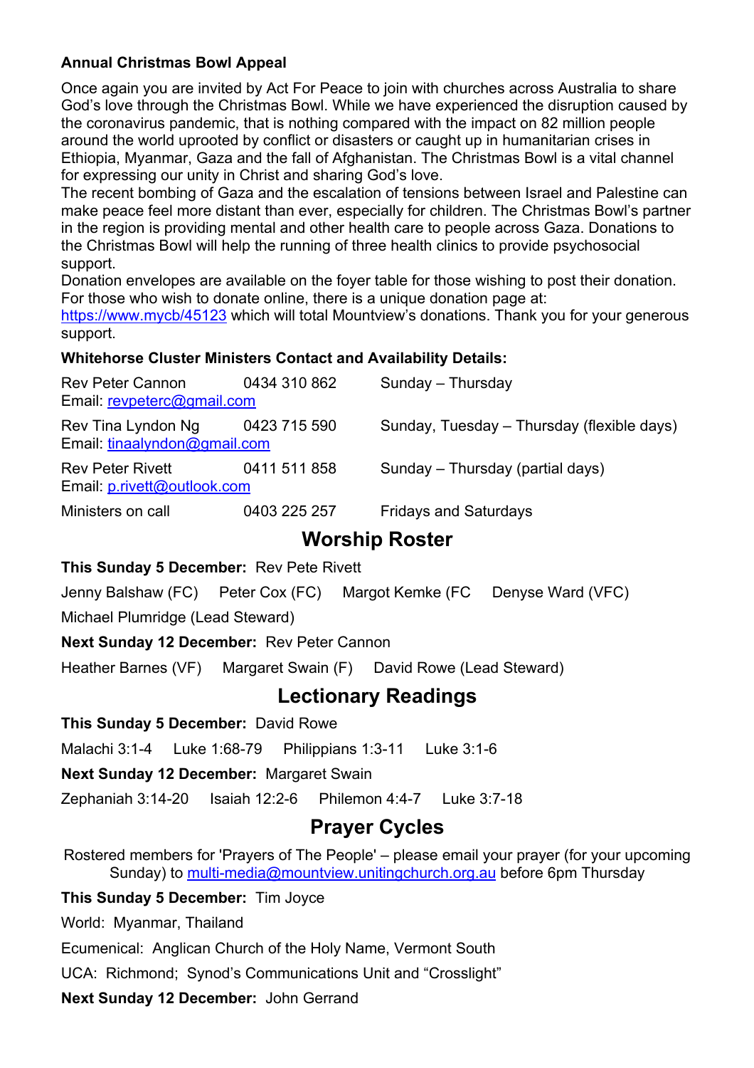**Annual Christmas Bowl Appeal**

Once again you are invited by Act For Peace to join with churches across Australia to share God's love through the Christmas Bowl. While we have experienced the disruption caused by the coronavirus pandemic, that is nothing compared with the impact on 82 million people around the world uprooted by conflict or disasters or caught up in humanitarian crises in Ethiopia, Myanmar, Gaza and the fall of Afghanistan. The Christmas Bowl is a vital channel for expressing our unity in Christ and sharing God's love.

The recent bombing of Gaza and the escalation of tensions between Israel and Palestine can make peace feel more distant than ever, especially for children. The Christmas Bowl's partner in the region is providing mental and other health care to people across Gaza. Donations to the Christmas Bowl will help the running of three health clinics to provide psychosocial support.

Donation envelopes are available on the foyer table for those wishing to post their donation. For those who wish to donate online, there is a unique donation page at: https://www.mycb/45123 which will total Mountview's donations. Thank you for your generous support.

**Whitehorse Cluster Ministers Contact and Availability Details:**

| | | |
|---|---|---|
| Rev Peter Cannon<br>Email: revpeterc@gmail.com | 0434 310 862 | Sunday – Thursday |
| Rev Tina Lyndon Ng<br>Email: tinaalyndon@gmail.com | 0423 715 590 | Sunday, Tuesday – Thursday (flexible days) |
| Rev Peter Rivett<br>Email: p.rivett@outlook.com | 0411 511 858 | Sunday – Thursday (partial days) |
| Ministers on call | 0403 225 257 | Fridays and Saturdays |

## Worship Roster

**This Sunday 5 December:** Rev Pete Rivett

Jenny Balshaw (FC) Peter Cox (FC) Margot Kemke (FC Denyse Ward (VFC)

Michael Plumridge (Lead Steward)

**Next Sunday 12 December:** Rev Peter Cannon

Heather Barnes (VF) Margaret Swain (F) David Rowe (Lead Steward)

## Lectionary Readings

**This Sunday 5 December:** David Rowe

Malachi 3:1-4 Luke 1:68-79 Philippians 1:3-11 Luke 3:1-6

**Next Sunday 12 December:** Margaret Swain

Zephaniah 3:14-20 Isaiah 12:2-6 Philemon 4:4-7 Luke 3:7-18

## Prayer Cycles

Rostered members for 'Prayers of The People' – please email your prayer (for your upcoming Sunday) to multi-media@mountview.unitingchurch.org.au before 6pm Thursday

**This Sunday 5 December:** Tim Joyce

World: Myanmar, Thailand

Ecumenical: Anglican Church of the Holy Name, Vermont South

UCA: Richmond; Synod's Communications Unit and "Crosslight"

**Next Sunday 12 December:** John Gerrand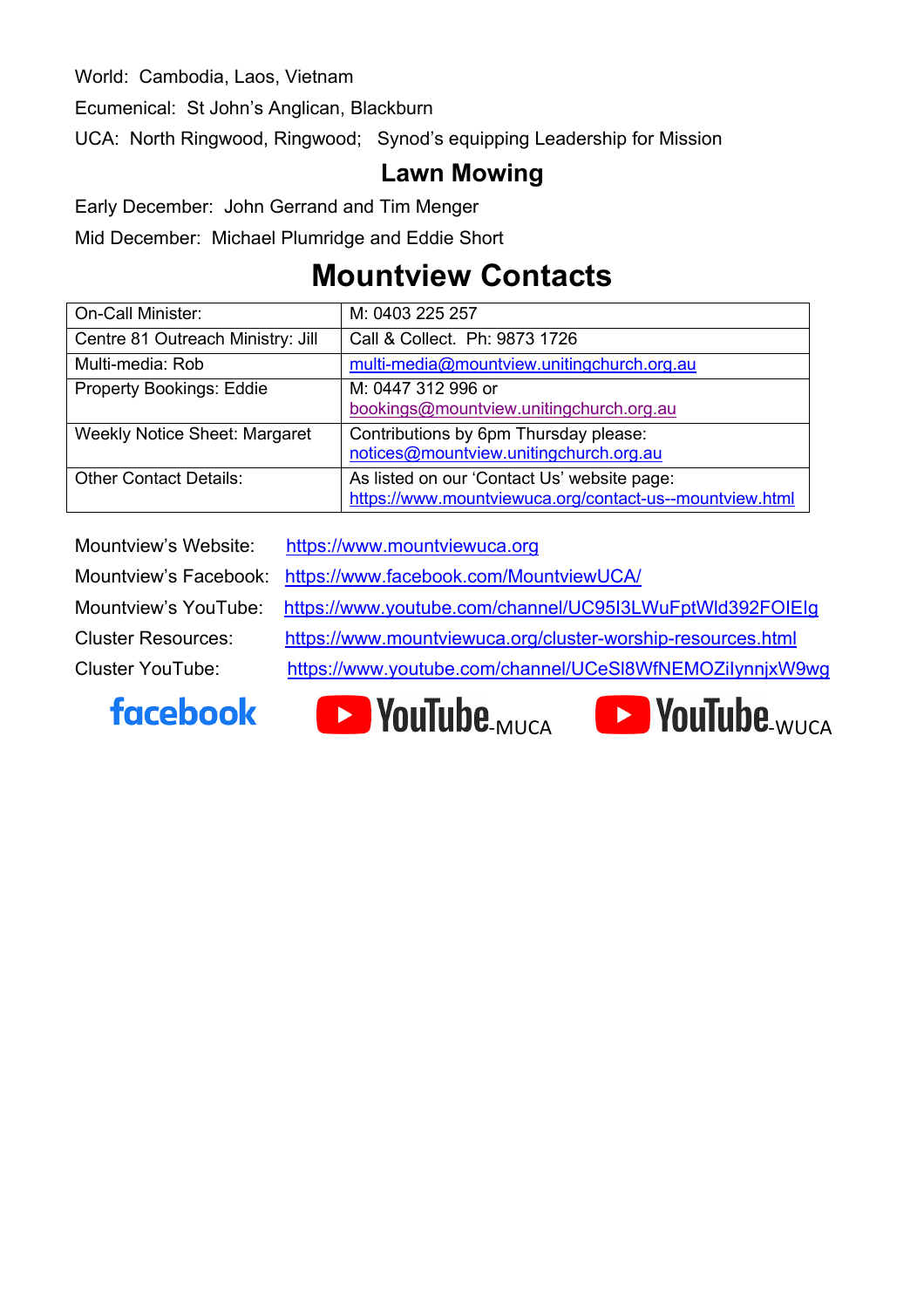World: Cambodia, Laos, Vietnam

Ecumenical: St John's Anglican, Blackburn

UCA: North Ringwood, Ringwood; Synod's equipping Leadership for Mission

## Lawn Mowing

Early December: John Gerrand and Tim Menger

Mid December: Michael Plumridge and Eddie Short

# Mountview Contacts

| | |
|---|---|
| On-Call Minister: | M: 0403 225 257 |
| Centre 81 Outreach Ministry: Jill | Call & Collect. Ph: 9873 1726 |
| Multi-media: Rob | multi-media@mountview.unitingchurch.org.au |
| Property Bookings: Eddie | M: 0447 312 996 or bookings@mountview.unitingchurch.org.au |
| Weekly Notice Sheet: Margaret | Contributions by 6pm Thursday please: notices@mountview.unitingchurch.org.au |
| Other Contact Details: | As listed on our 'Contact Us' website page: https://www.mountviewuca.org/contact-us--mountview.html |

Mountview's Website: https://www.mountviewuca.org

Mountview's Facebook: https://www.facebook.com/MountviewUCA/

Mountview's YouTube: https://www.youtube.com/channel/UC95I3LWuFptWld392FOIEIg

Cluster Resources: https://www.mountviewuca.org/cluster-worship-resources.html

Cluster YouTube: https://www.youtube.com/channel/UCeSl8WfNEMOZilynnjxW9wg

facebook YouTube-MUCA YouTube-WUCA